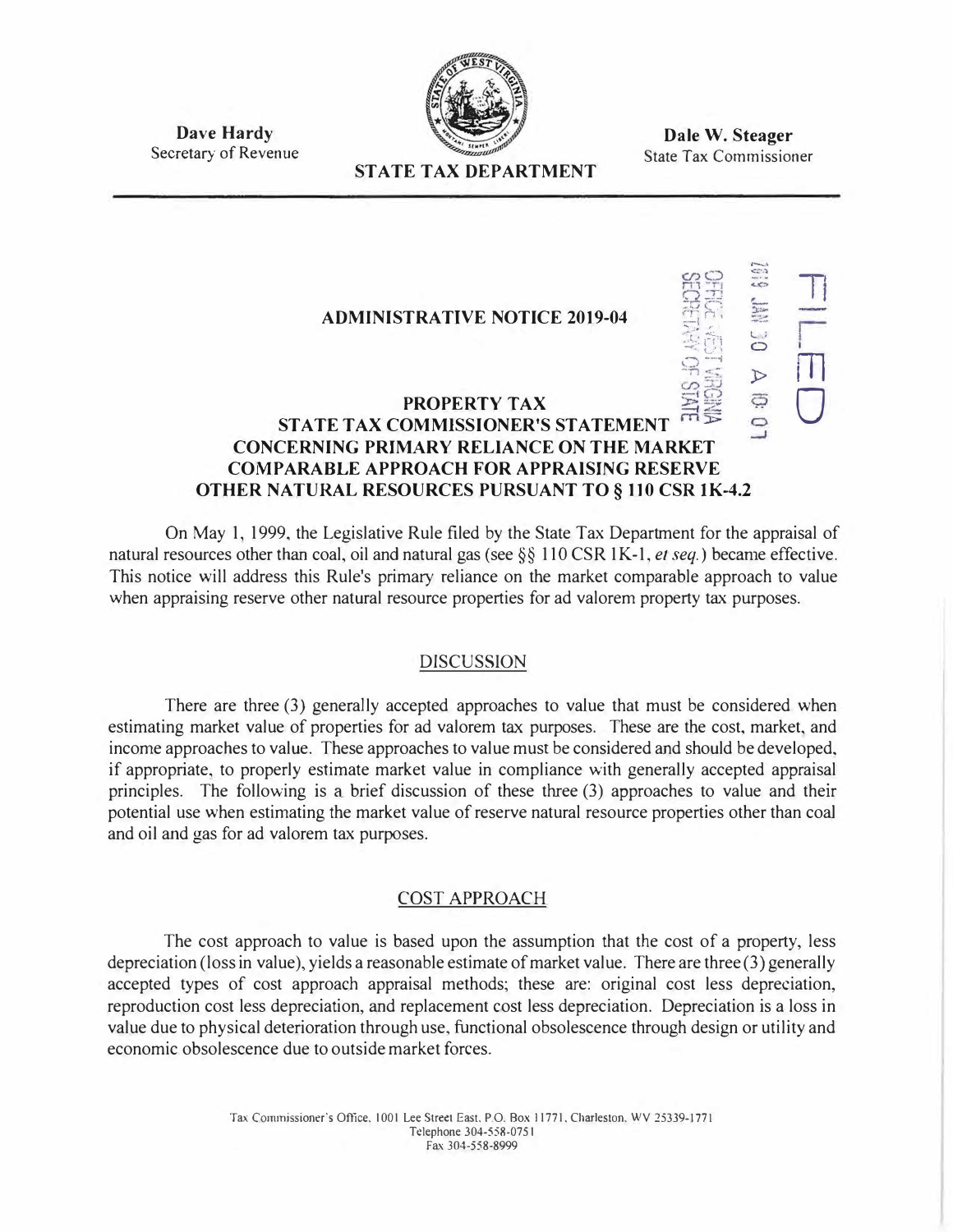**Dave Hardy**
Secretary of Revenue

**STATE TAX DEPARTMENT**

**Dale W. Steager**
State Tax Commissioner

FILED

2019 JAN 30 A 10: 07

OFFICE WEST VIRGINIA SECRETARY OF STATE

## ADMINISTRATIVE NOTICE 2019-04

## PROPERTY TAX
## STATE TAX COMMISSIONER'S STATEMENT CONCERNING PRIMARY RELIANCE ON THE MARKET COMPARABLE APPROACH FOR APPRAISING RESERVE OTHER NATURAL RESOURCES PURSUANT TO § 110 CSR 1K-4.2

On May 1, 1999, the Legislative Rule filed by the State Tax Department for the appraisal of natural resources other than coal, oil and natural gas (see §§ 110 CSR 1K-1, *et seq.*) became effective. This notice will address this Rule's primary reliance on the market comparable approach to value when appraising reserve other natural resource properties for ad valorem property tax purposes.

### DISCUSSION

There are three (3) generally accepted approaches to value that must be considered when estimating market value of properties for ad valorem tax purposes. These are the cost, market, and income approaches to value. These approaches to value must be considered and should be developed, if appropriate, to properly estimate market value in compliance with generally accepted appraisal principles. The following is a brief discussion of these three (3) approaches to value and their potential use when estimating the market value of reserve natural resource properties other than coal and oil and gas for ad valorem tax purposes.

### COST APPROACH

The cost approach to value is based upon the assumption that the cost of a property, less depreciation (loss in value), yields a reasonable estimate of market value. There are three (3) generally accepted types of cost approach appraisal methods; these are: original cost less depreciation, reproduction cost less depreciation, and replacement cost less depreciation. Depreciation is a loss in value due to physical deterioration through use, functional obsolescence through design or utility and economic obsolescence due to outside market forces.

Tax Commissioner's Office, 1001 Lee Street East, P.O. Box 11771, Charleston, WV 25339-1771
Telephone 304-558-0751
Fax 304-558-8999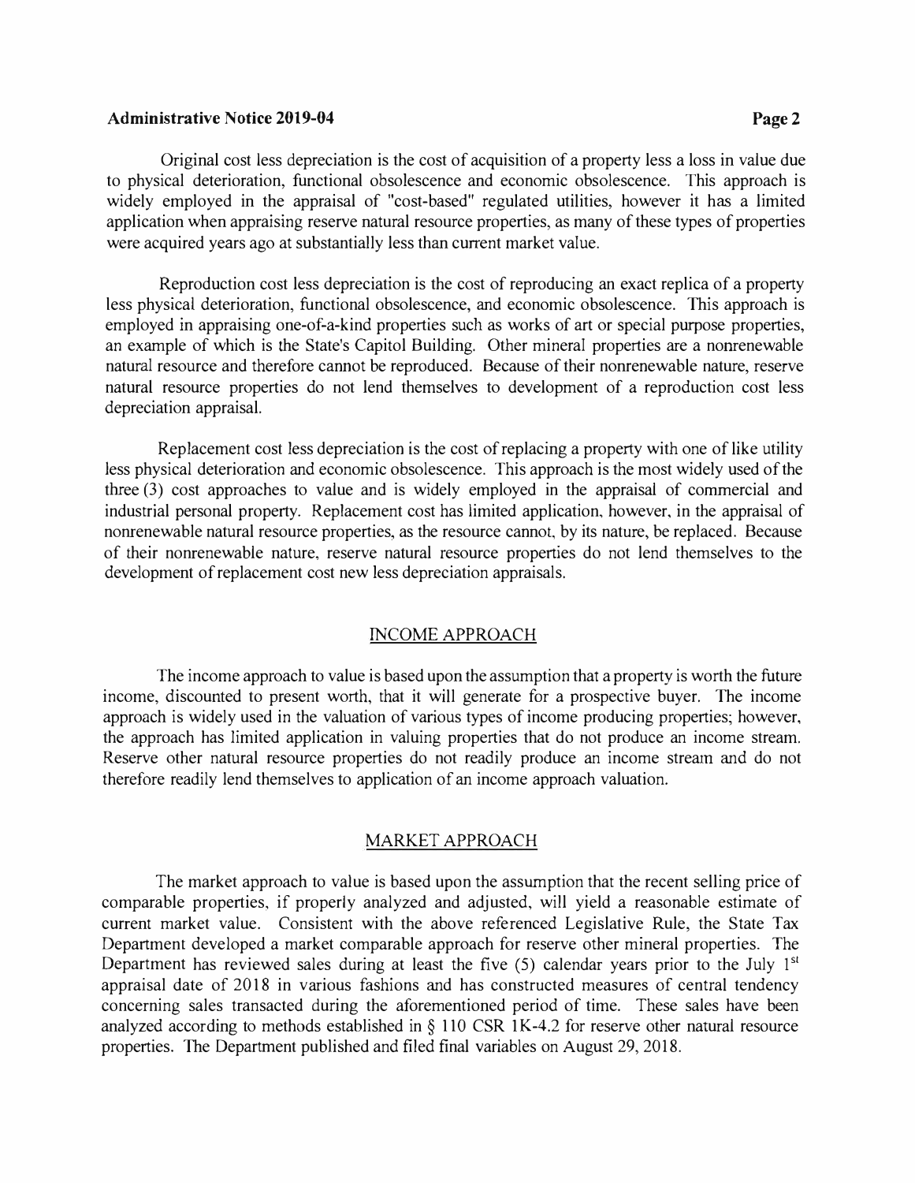Original cost less depreciation is the cost of acquisition of a property less a loss in value due to physical deterioration, functional obsolescence and economic obsolescence. This approach is widely employed in the appraisal of "cost-based" regulated utilities, however it has a limited application when appraising reserve natural resource properties, as many of these types of properties were acquired years ago at substantially less than current market value.

Reproduction cost less depreciation is the cost of reproducing an exact replica of a property less physical deterioration, functional obsolescence, and economic obsolescence. This approach is employed in appraising one-of-a-kind properties such as works of art or special purpose properties, an example of which is the State's Capitol Building. Other mineral properties are a nonrenewable natural resource and therefore cannot be reproduced. Because of their nonrenewable nature, reserve natural resource properties do not lend themselves to development of a reproduction cost less depreciation appraisal.

Replacement cost less depreciation is the cost of replacing a property with one of like utility less physical deterioration and economic obsolescence. This approach is the most widely used of the three (3) cost approaches to value and is widely employed in the appraisal of commercial and industrial personal property. Replacement cost has limited application, however, in the appraisal of nonrenewable natural resource properties, as the resource cannot, by its nature, be replaced. Because of their nonrenewable nature, reserve natural resource properties do not lend themselves to the development of replacement cost new less depreciation appraisals.

## INCOME APPROACH

The income approach to value is based upon the assumption that a property is worth the future income, discounted to present worth, that it will generate for a prospective buyer. The income approach is widely used in the valuation of various types of income producing properties; however, the approach has limited application in valuing properties that do not produce an income stream. Reserve other natural resource properties do not readily produce an income stream and do not therefore readily lend themselves to application of an income approach valuation.

## MARKET APPROACH

The market approach to value is based upon the assumption that the recent selling price of comparable properties, if properly analyzed and adjusted, will yield a reasonable estimate of current market value. Consistent with the above referenced Legislative Rule, the State Tax Department developed a market comparable approach for reserve other mineral properties. The Department has reviewed sales during at least the five (5) calendar years prior to the July 1st appraisal date of 2018 in various fashions and has constructed measures of central tendency concerning sales transacted during the aforementioned period of time. These sales have been analyzed according to methods established in § 110 CSR 1K-4.2 for reserve other natural resource properties. The Department published and filed final variables on August 29, 2018.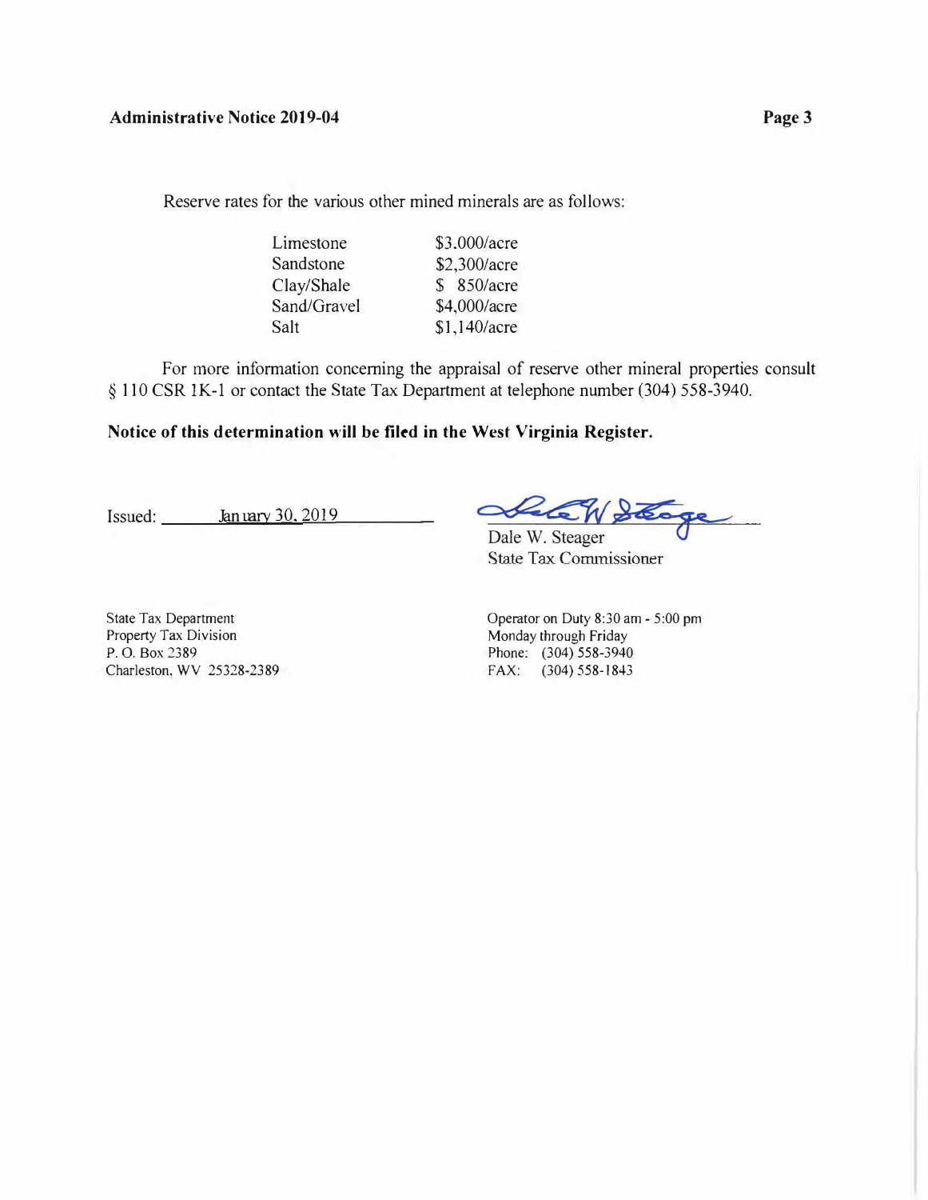Reserve rates for the various other mined minerals are as follows:

| | |
|---|---|
| Limestone | $3.000/acre |
| Sandstone | $2,300/acre |
| Clay/Shale | $ 850/acre |
| Sand/Gravel | $4,000/acre |
| Salt | $1,140/acre |

For more information concerning the appraisal of reserve other mineral properties consult § 110 CSR 1K-1 or contact the State Tax Department at telephone number (304) 558-3940.

**Notice of this determination will be filed in the West Virginia Register.**

Issued: January 30, 2019

Dale W. Steager
State Tax Commissioner

State Tax Department
Property Tax Division
P. O. Box 2389
Charleston, WV 25328-2389

Operator on Duty 8:30 am - 5:00 pm
Monday through Friday
Phone: (304) 558-3940
FAX: (304) 558-1843